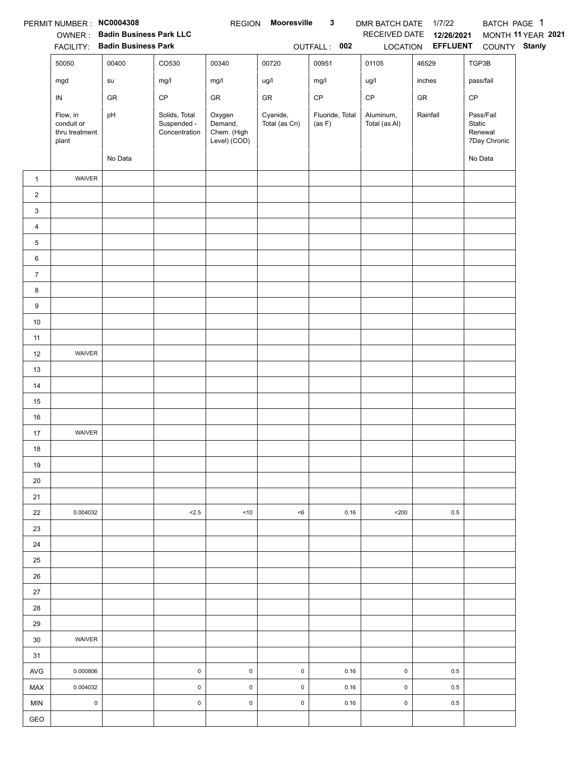PERMIT NUMBER : **NC0004308** REGION **Mooresville 3** DMR BATCH DATE 1/7/22 BATCH PAGE 1

OWNER : **Badin Business Park LLC** RECEIVED DATE **12/26/2021** MONTH **11** YEAR **2021**

FACILITY: **Badin Business Park** OUTFALL : **002** LOCATION **EFFLUENT** COUNTY **Stanly**

| | 50050 | 00400 | CO530 | 00340 | 00720 | 00951 | 01105 | 46529 | TGP3B |
|---|---|---|---|---|---|---|---|---|---|
| | mgd | su | mg/l | mg/l | ug/l | mg/l | ug/l | inches | pass/fail |
| | IN | GR | CP | GR | GR | CP | CP | GR | CP |
| | Flow, in conduit or thru treatment plant | pH | Solids, Total Suspended - Concentration | Oxygen Demand, Chem. (High Level) (COD) | Cyanide, Total (as Cn) | Fluoride, Total (as F) | Aluminum, Total (as Al) | Rainfall | Pass/Fail Static Renewal 7Day Chronic |
| | | No Data | | | | | | | No Data |
| 1 | WAIVER | | | | | | | | |
| 2 | | | | | | | | | |
| 3 | | | | | | | | | |
| 4 | | | | | | | | | |
| 5 | | | | | | | | | |
| 6 | | | | | | | | | |
| 7 | | | | | | | | | |
| 8 | | | | | | | | | |
| 9 | | | | | | | | | |
| 10 | | | | | | | | | |
| 11 | | | | | | | | | |
| 12 | WAIVER | | | | | | | | |
| 13 | | | | | | | | | |
| 14 | | | | | | | | | |
| 15 | | | | | | | | | |
| 16 | | | | | | | | | |
| 17 | WAIVER | | | | | | | | |
| 18 | | | | | | | | | |
| 19 | | | | | | | | | |
| 20 | | | | | | | | | |
| 21 | | | | | | | | | |
| 22 | 0.004032 | | <2.5 | <10 | <6 | 0.16 | <200 | 0.5 | |
| 23 | | | | | | | | | |
| 24 | | | | | | | | | |
| 25 | | | | | | | | | |
| 26 | | | | | | | | | |
| 27 | | | | | | | | | |
| 28 | | | | | | | | | |
| 29 | | | | | | | | | |
| 30 | WAIVER | | | | | | | | |
| 31 | | | | | | | | | |
| AVG | 0.000806 | | 0 | 0 | 0 | 0.16 | 0 | 0.5 | |
| MAX | 0.004032 | | 0 | 0 | 0 | 0.16 | 0 | 0.5 | |
| MIN | 0 | | 0 | 0 | 0 | 0.16 | 0 | 0.5 | |
| GEO | | | | | | | | | |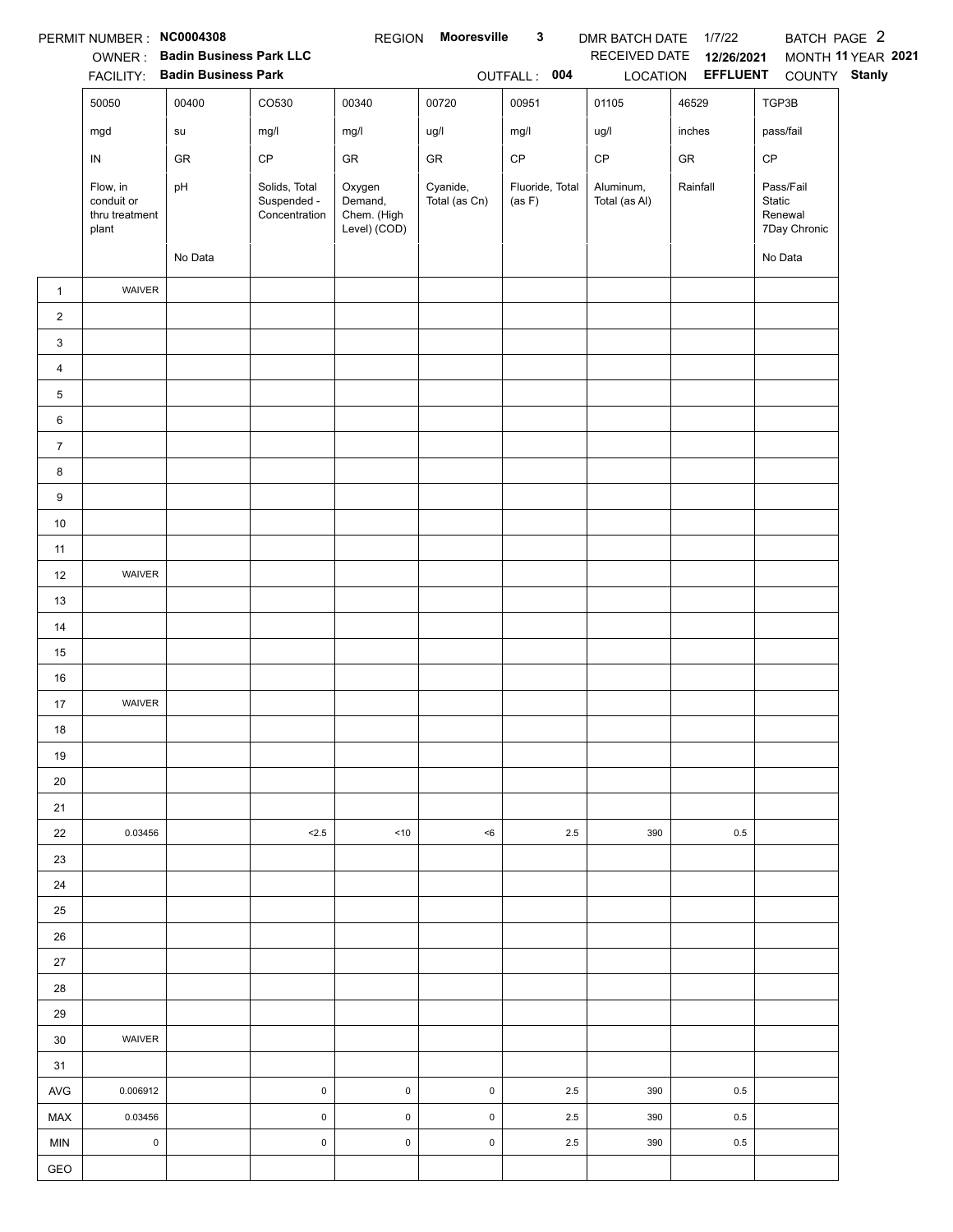PERMIT NUMBER : **NC0004308** REGION **Mooresville 3** DMR BATCH DATE 1/7/22 BATCH PAGE 2

OWNER : **Badin Business Park LLC** RECEIVED DATE **12/26/2021** MONTH **11** YEAR **2021**

FACILITY: **Badin Business Park** OUTFALL : **004** LOCATION **EFFLUENT** COUNTY **Stanly**

| | 50050 | 00400 | CO530 | 00340 | 00720 | 00951 | 01105 | 46529 | TGP3B |
|---|---|---|---|---|---|---|---|---|---|
| | mgd | su | mg/l | mg/l | ug/l | mg/l | ug/l | inches | pass/fail |
| | IN | GR | CP | GR | GR | CP | CP | GR | CP |
| | Flow, in conduit or thru treatment plant | pH | Solids, Total Suspended - Concentration | Oxygen Demand, Chem. (High Level) (COD) | Cyanide, Total (as Cn) | Fluoride, Total (as F) | Aluminum, Total (as Al) | Rainfall | Pass/Fail Static Renewal 7Day Chronic |
| | | No Data | | | | | | | No Data |
| 1 | WAIVER | | | | | | | | |
| 2 | | | | | | | | | |
| 3 | | | | | | | | | |
| 4 | | | | | | | | | |
| 5 | | | | | | | | | |
| 6 | | | | | | | | | |
| 7 | | | | | | | | | |
| 8 | | | | | | | | | |
| 9 | | | | | | | | | |
| 10 | | | | | | | | | |
| 11 | | | | | | | | | |
| 12 | WAIVER | | | | | | | | |
| 13 | | | | | | | | | |
| 14 | | | | | | | | | |
| 15 | | | | | | | | | |
| 16 | | | | | | | | | |
| 17 | WAIVER | | | | | | | | |
| 18 | | | | | | | | | |
| 19 | | | | | | | | | |
| 20 | | | | | | | | | |
| 21 | | | | | | | | | |
| 22 | 0.03456 | | <2.5 | <10 | <6 | 2.5 | 390 | 0.5 | |
| 23 | | | | | | | | | |
| 24 | | | | | | | | | |
| 25 | | | | | | | | | |
| 26 | | | | | | | | | |
| 27 | | | | | | | | | |
| 28 | | | | | | | | | |
| 29 | | | | | | | | | |
| 30 | WAIVER | | | | | | | | |
| 31 | | | | | | | | | |
| AVG | 0.006912 | | 0 | 0 | 0 | 2.5 | 390 | 0.5 | |
| MAX | 0.03456 | | 0 | 0 | 0 | 2.5 | 390 | 0.5 | |
| MIN | 0 | | 0 | 0 | 0 | 2.5 | 390 | 0.5 | |
| GEO | | | | | | | | | |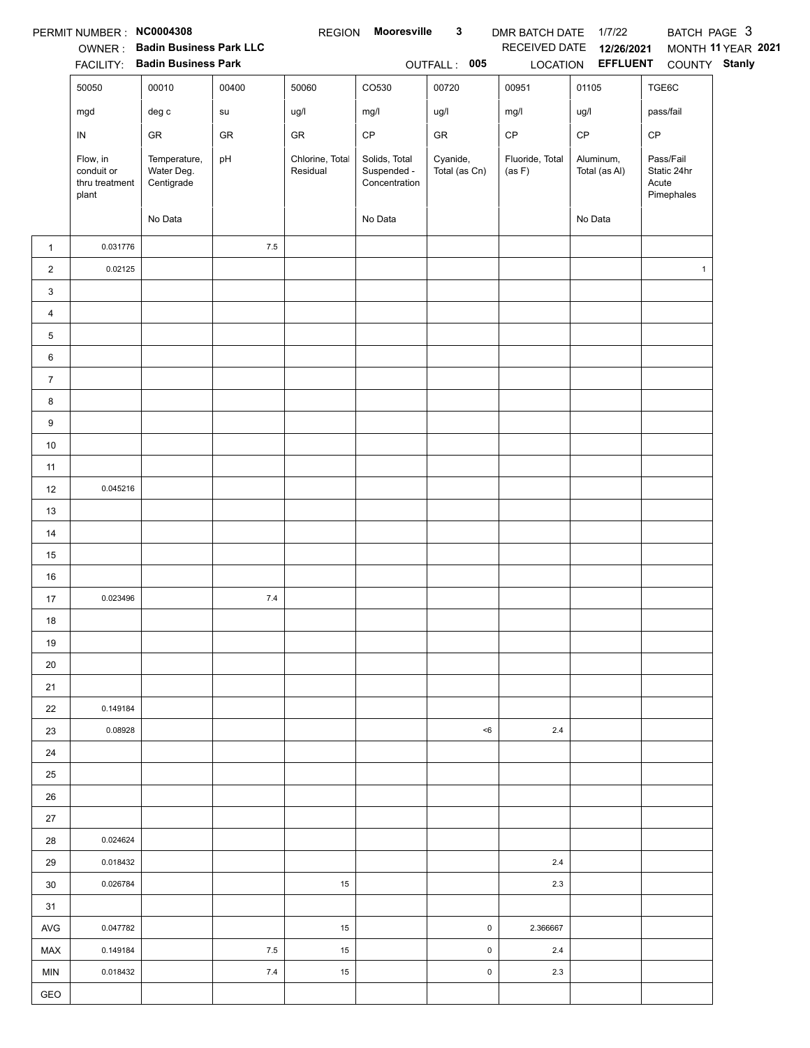PERMIT NUMBER : **NC0004308** REGION **Mooresville 3** DMR BATCH DATE 1/7/22 BATCH PAGE 3

OWNER : **Badin Business Park LLC** RECEIVED DATE **12/26/2021** MONTH **11** YEAR **2021**

FACILITY: **Badin Business Park** OUTFALL : **005** LOCATION **EFFLUENT** COUNTY **Stanly**

| | 50050 | 00010 | 00400 | 50060 | CO530 | 00720 | 00951 | 01105 | TGE6C |
|---|---|---|---|---|---|---|---|---|---|
| | mgd | deg c | su | ug/l | mg/l | ug/l | mg/l | ug/l | pass/fail |
| | IN | GR | GR | GR | CP | GR | CP | CP | CP |
| | Flow, in conduit or thru treatment plant | Temperature, Water Deg. Centigrade | pH | Chlorine, Total Residual | Solids, Total Suspended - Concentration | Cyanide, Total (as Cn) | Fluoride, Total (as F) | Aluminum, Total (as Al) | Pass/Fail Static 24hr Acute Pimephales |
| | | No Data | | | No Data | | | No Data | |
| 1 | 0.031776 | | 7.5 | | | | | | |
| 2 | 0.02125 | | | | | | | | 1 |
| 3 | | | | | | | | | |
| 4 | | | | | | | | | |
| 5 | | | | | | | | | |
| 6 | | | | | | | | | |
| 7 | | | | | | | | | |
| 8 | | | | | | | | | |
| 9 | | | | | | | | | |
| 10 | | | | | | | | | |
| 11 | | | | | | | | | |
| 12 | 0.045216 | | | | | | | | |
| 13 | | | | | | | | | |
| 14 | | | | | | | | | |
| 15 | | | | | | | | | |
| 16 | | | | | | | | | |
| 17 | 0.023496 | | 7.4 | | | | | | |
| 18 | | | | | | | | | |
| 19 | | | | | | | | | |
| 20 | | | | | | | | | |
| 21 | | | | | | | | | |
| 22 | 0.149184 | | | | | | | | |
| 23 | 0.08928 | | | | | <6 | 2.4 | | |
| 24 | | | | | | | | | |
| 25 | | | | | | | | | |
| 26 | | | | | | | | | |
| 27 | | | | | | | | | |
| 28 | 0.024624 | | | | | | | | |
| 29 | 0.018432 | | | | | | 2.4 | | |
| 30 | 0.026784 | | | 15 | | | 2.3 | | |
| 31 | | | | | | | | | |
| AVG | 0.047782 | | | 15 | | 0 | 2.366667 | | |
| MAX | 0.149184 | | 7.5 | 15 | | 0 | 2.4 | | |
| MIN | 0.018432 | | 7.4 | 15 | | 0 | 2.3 | | |
| GEO | | | | | | | | | |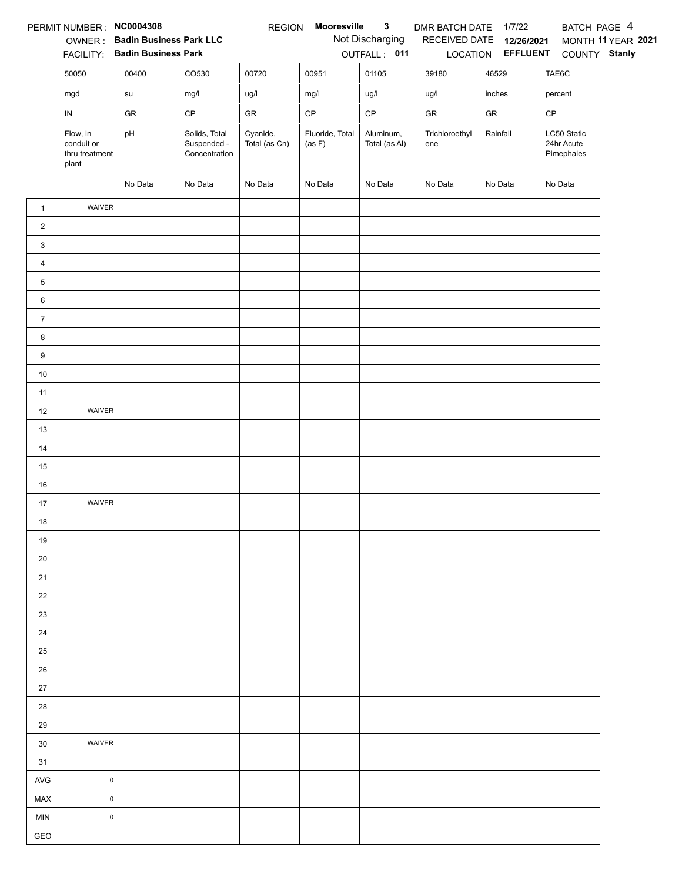PERMIT NUMBER : **NC0004308** REGION **Mooresville 3** DMR BATCH DATE 1/7/22 BATCH PAGE 4

OWNER : **Badin Business Park LLC** Not Discharging RECEIVED DATE **12/26/2021** MONTH **11** YEAR **2021**

FACILITY: **Badin Business Park** OUTFALL : **011** LOCATION **EFFLUENT** COUNTY **Stanly**

| | 50050 | 00400 | CO530 | 00720 | 00951 | 01105 | 39180 | 46529 | TAE6C |
|---|---|---|---|---|---|---|---|---|---|
| | mgd | su | mg/l | ug/l | mg/l | ug/l | ug/l | inches | percent |
| | IN | GR | CP | GR | CP | CP | GR | GR | CP |
| | Flow, in conduit or thru treatment plant | pH | Solids, Total Suspended - Concentration | Cyanide, Total (as Cn) | Fluoride, Total (as F) | Aluminum, Total (as Al) | Trichloroethylene | Rainfall | LC50 Static 24hr Acute Pimephales |
| | | No Data | No Data | No Data | No Data | No Data | No Data | No Data | No Data |
| 1 | WAIVER | | | | | | | | |
| 2 | | | | | | | | | |
| 3 | | | | | | | | | |
| 4 | | | | | | | | | |
| 5 | | | | | | | | | |
| 6 | | | | | | | | | |
| 7 | | | | | | | | | |
| 8 | | | | | | | | | |
| 9 | | | | | | | | | |
| 10 | | | | | | | | | |
| 11 | | | | | | | | | |
| 12 | WAIVER | | | | | | | | |
| 13 | | | | | | | | | |
| 14 | | | | | | | | | |
| 15 | | | | | | | | | |
| 16 | | | | | | | | | |
| 17 | WAIVER | | | | | | | | |
| 18 | | | | | | | | | |
| 19 | | | | | | | | | |
| 20 | | | | | | | | | |
| 21 | | | | | | | | | |
| 22 | | | | | | | | | |
| 23 | | | | | | | | | |
| 24 | | | | | | | | | |
| 25 | | | | | | | | | |
| 26 | | | | | | | | | |
| 27 | | | | | | | | | |
| 28 | | | | | | | | | |
| 29 | | | | | | | | | |
| 30 | WAIVER | | | | | | | | |
| 31 | | | | | | | | | |
| AVG | 0 | | | | | | | | |
| MAX | 0 | | | | | | | | |
| MIN | 0 | | | | | | | | |
| GEO | | | | | | | | | |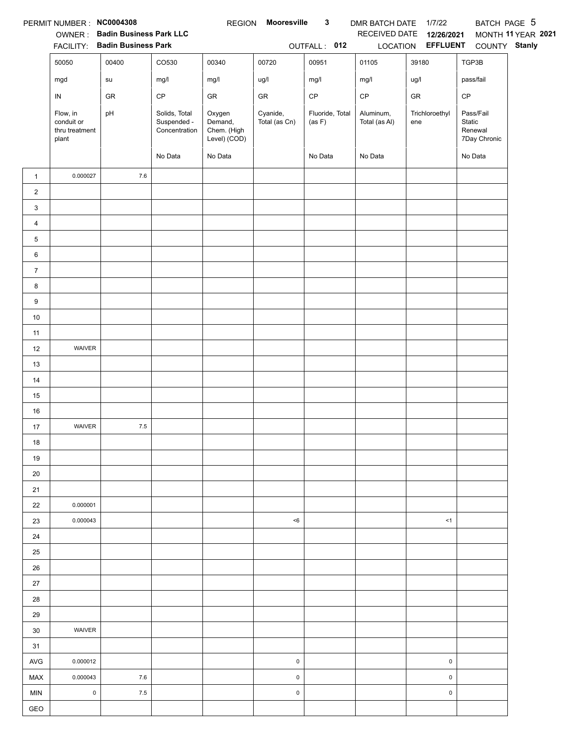PERMIT NUMBER : **NC0004308** REGION **Mooresville 3** DMR BATCH DATE 1/7/22 BATCH PAGE 5

OWNER : **Badin Business Park LLC** RECEIVED DATE **12/26/2021** MONTH **11** YEAR **2021**

FACILITY: **Badin Business Park** OUTFALL : **012** LOCATION **EFFLUENT** COUNTY **Stanly**

| | 50050 | 00400 | CO530 | 00340 | 00720 | 00951 | 01105 | 39180 | TGP3B |
|---|---|---|---|---|---|---|---|---|---|
| | mgd | su | mg/l | mg/l | ug/l | mg/l | mg/l | ug/l | pass/fail |
| | IN | GR | CP | GR | GR | CP | CP | GR | CP |
| | Flow, in conduit or thru treatment plant | pH | Solids, Total Suspended - Concentration | Oxygen Demand, Chem. (High Level) (COD) | Cyanide, Total (as Cn) | Fluoride, Total (as F) | Aluminum, Total (as Al) | Trichloroethylene | Pass/Fail Static Renewal 7Day Chronic |
| | | | No Data | No Data | | No Data | No Data | | No Data |
| 1 | 0.000027 | 7.6 | | | | | | | |
| 2 | | | | | | | | | |
| 3 | | | | | | | | | |
| 4 | | | | | | | | | |
| 5 | | | | | | | | | |
| 6 | | | | | | | | | |
| 7 | | | | | | | | | |
| 8 | | | | | | | | | |
| 9 | | | | | | | | | |
| 10 | | | | | | | | | |
| 11 | | | | | | | | | |
| 12 | WAIVER | | | | | | | | |
| 13 | | | | | | | | | |
| 14 | | | | | | | | | |
| 15 | | | | | | | | | |
| 16 | | | | | | | | | |
| 17 | WAIVER | 7.5 | | | | | | | |
| 18 | | | | | | | | | |
| 19 | | | | | | | | | |
| 20 | | | | | | | | | |
| 21 | | | | | | | | | |
| 22 | 0.000001 | | | | | | | | |
| 23 | 0.000043 | | | | <6 | | | <1 | |
| 24 | | | | | | | | | |
| 25 | | | | | | | | | |
| 26 | | | | | | | | | |
| 27 | | | | | | | | | |
| 28 | | | | | | | | | |
| 29 | | | | | | | | | |
| 30 | WAIVER | | | | | | | | |
| 31 | | | | | | | | | |
| AVG | 0.000012 | | | | 0 | | | 0 | |
| MAX | 0.000043 | 7.6 | | | 0 | | | 0 | |
| MIN | 0 | 7.5 | | | 0 | | | 0 | |
| GEO | | | | | | | | | |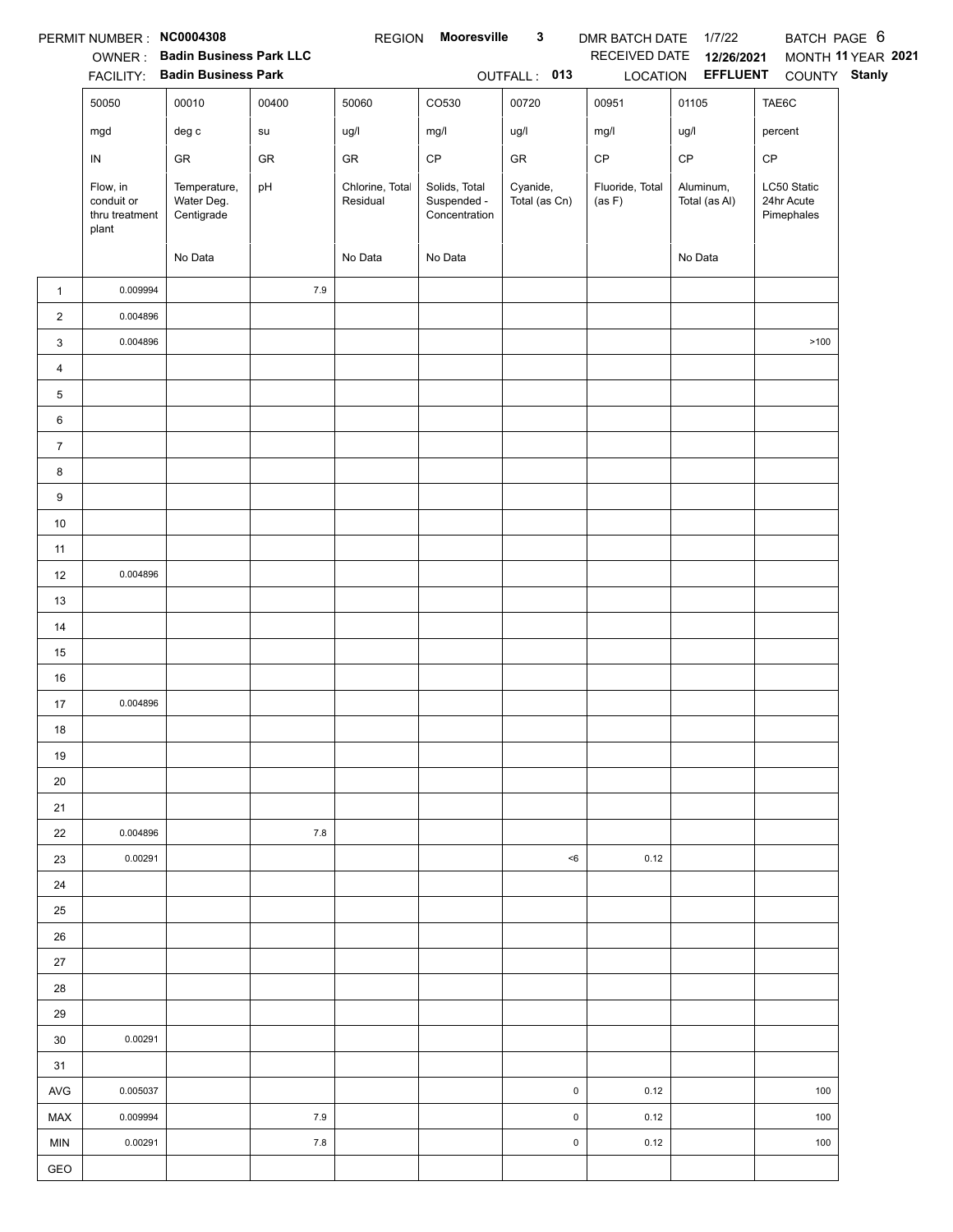PERMIT NUMBER : **NC0004308** REGION **Mooresville 3** DMR BATCH DATE 1/7/22 BATCH PAGE 6

OWNER : **Badin Business Park LLC** RECEIVED DATE **12/26/2021** MONTH **11** YEAR **2021**

FACILITY: **Badin Business Park** OUTFALL : **013** LOCATION **EFFLUENT** COUNTY **Stanly**

| | 50050 | 00010 | 00400 | 50060 | CO530 | 00720 | 00951 | 01105 | TAE6C |
|---|---|---|---|---|---|---|---|---|---|
| | mgd | deg c | su | ug/l | mg/l | ug/l | mg/l | ug/l | percent |
| | IN | GR | GR | GR | CP | GR | CP | CP | CP |
| | Flow, in conduit or thru treatment plant | Temperature, Water Deg. Centigrade | pH | Chlorine, Total Residual | Solids, Total Suspended - Concentration | Cyanide, Total (as Cn) | Fluoride, Total (as F) | Aluminum, Total (as Al) | LC50 Static 24hr Acute Pimephales |
| | | No Data | | No Data | No Data | | | No Data | |
| 1 | 0.009994 | | 7.9 | | | | | | |
| 2 | 0.004896 | | | | | | | | |
| 3 | 0.004896 | | | | | | | | >100 |
| 4 | | | | | | | | | |
| 5 | | | | | | | | | |
| 6 | | | | | | | | | |
| 7 | | | | | | | | | |
| 8 | | | | | | | | | |
| 9 | | | | | | | | | |
| 10 | | | | | | | | | |
| 11 | | | | | | | | | |
| 12 | 0.004896 | | | | | | | | |
| 13 | | | | | | | | | |
| 14 | | | | | | | | | |
| 15 | | | | | | | | | |
| 16 | | | | | | | | | |
| 17 | 0.004896 | | | | | | | | |
| 18 | | | | | | | | | |
| 19 | | | | | | | | | |
| 20 | | | | | | | | | |
| 21 | | | | | | | | | |
| 22 | 0.004896 | | 7.8 | | | | | | |
| 23 | 0.00291 | | | | | <6 | 0.12 | | |
| 24 | | | | | | | | | |
| 25 | | | | | | | | | |
| 26 | | | | | | | | | |
| 27 | | | | | | | | | |
| 28 | | | | | | | | | |
| 29 | | | | | | | | | |
| 30 | 0.00291 | | | | | | | | |
| 31 | | | | | | | | | |
| AVG | 0.005037 | | | | | 0 | 0.12 | | 100 |
| MAX | 0.009994 | | 7.9 | | | 0 | 0.12 | | 100 |
| MIN | 0.00291 | | 7.8 | | | 0 | 0.12 | | 100 |
| GEO | | | | | | | | | |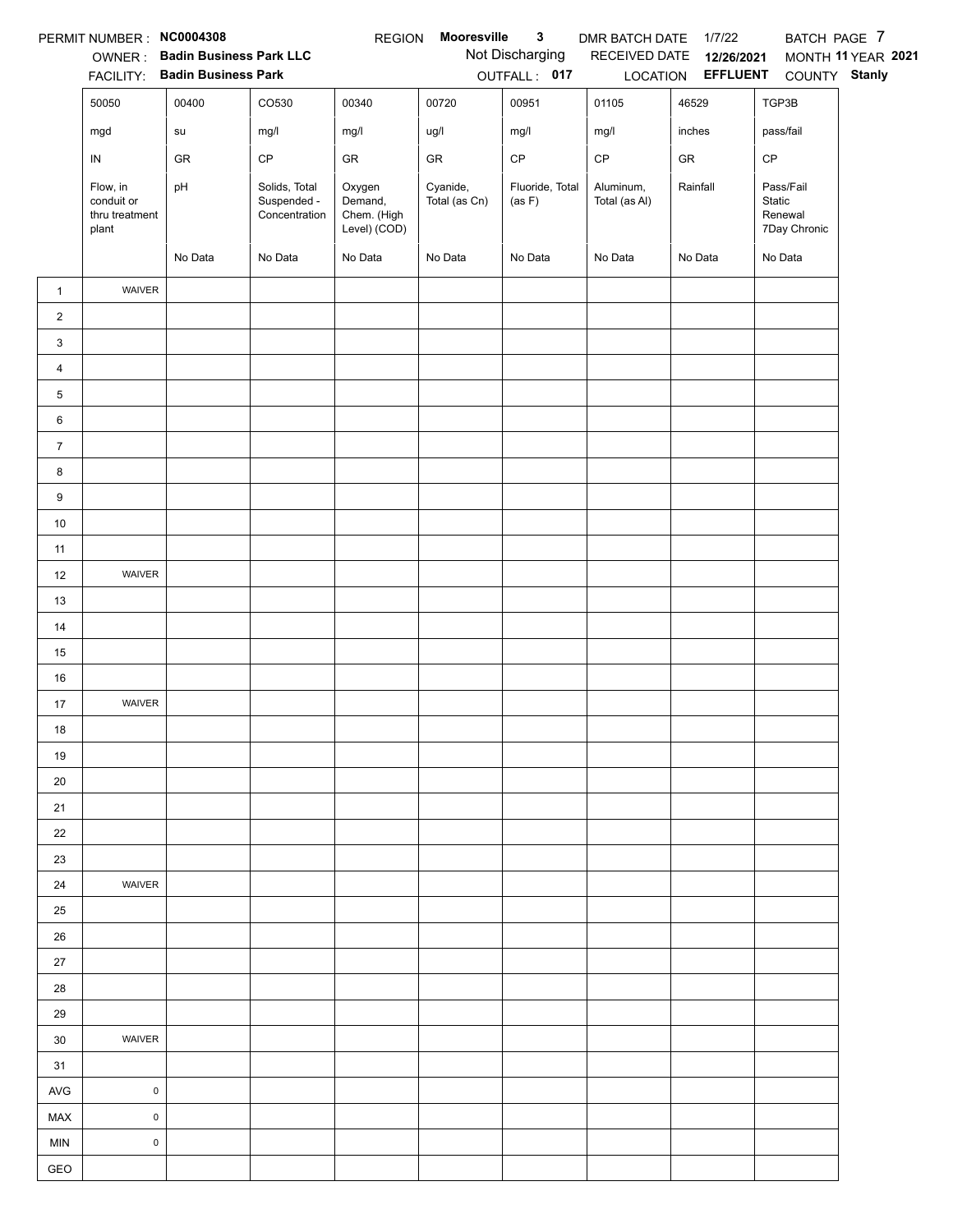PERMIT NUMBER : **NC0004308** REGION **Mooresville 3** DMR BATCH DATE 1/7/22 BATCH PAGE 7

OWNER : **Badin Business Park LLC** Not Discharging RECEIVED DATE **12/26/2021** MONTH **11** YEAR **2021**

FACILITY: **Badin Business Park** OUTFALL : **017** LOCATION **EFFLUENT** COUNTY **Stanly**

| | 50050 | 00400 | CO530 | 00340 | 00720 | 00951 | 01105 | 46529 | TGP3B |
|---|---|---|---|---|---|---|---|---|---|
| | mgd | su | mg/l | mg/l | ug/l | mg/l | mg/l | inches | pass/fail |
| | IN | GR | CP | GR | GR | CP | CP | GR | CP |
| | Flow, in conduit or thru treatment plant | pH | Solids, Total Suspended - Concentration | Oxygen Demand, Chem. (High Level) (COD) | Cyanide, Total (as Cn) | Fluoride, Total (as F) | Aluminum, Total (as Al) | Rainfall | Pass/Fail Static Renewal 7Day Chronic |
| | | No Data | No Data | No Data | No Data | No Data | No Data | No Data | No Data |
| 1 | WAIVER | | | | | | | | |
| 2 | | | | | | | | | |
| 3 | | | | | | | | | |
| 4 | | | | | | | | | |
| 5 | | | | | | | | | |
| 6 | | | | | | | | | |
| 7 | | | | | | | | | |
| 8 | | | | | | | | | |
| 9 | | | | | | | | | |
| 10 | | | | | | | | | |
| 11 | | | | | | | | | |
| 12 | WAIVER | | | | | | | | |
| 13 | | | | | | | | | |
| 14 | | | | | | | | | |
| 15 | | | | | | | | | |
| 16 | | | | | | | | | |
| 17 | WAIVER | | | | | | | | |
| 18 | | | | | | | | | |
| 19 | | | | | | | | | |
| 20 | | | | | | | | | |
| 21 | | | | | | | | | |
| 22 | | | | | | | | | |
| 23 | | | | | | | | | |
| 24 | WAIVER | | | | | | | | |
| 25 | | | | | | | | | |
| 26 | | | | | | | | | |
| 27 | | | | | | | | | |
| 28 | | | | | | | | | |
| 29 | | | | | | | | | |
| 30 | WAIVER | | | | | | | | |
| 31 | | | | | | | | | |
| AVG | 0 | | | | | | | | |
| MAX | 0 | | | | | | | | |
| MIN | 0 | | | | | | | | |
| GEO | | | | | | | | | |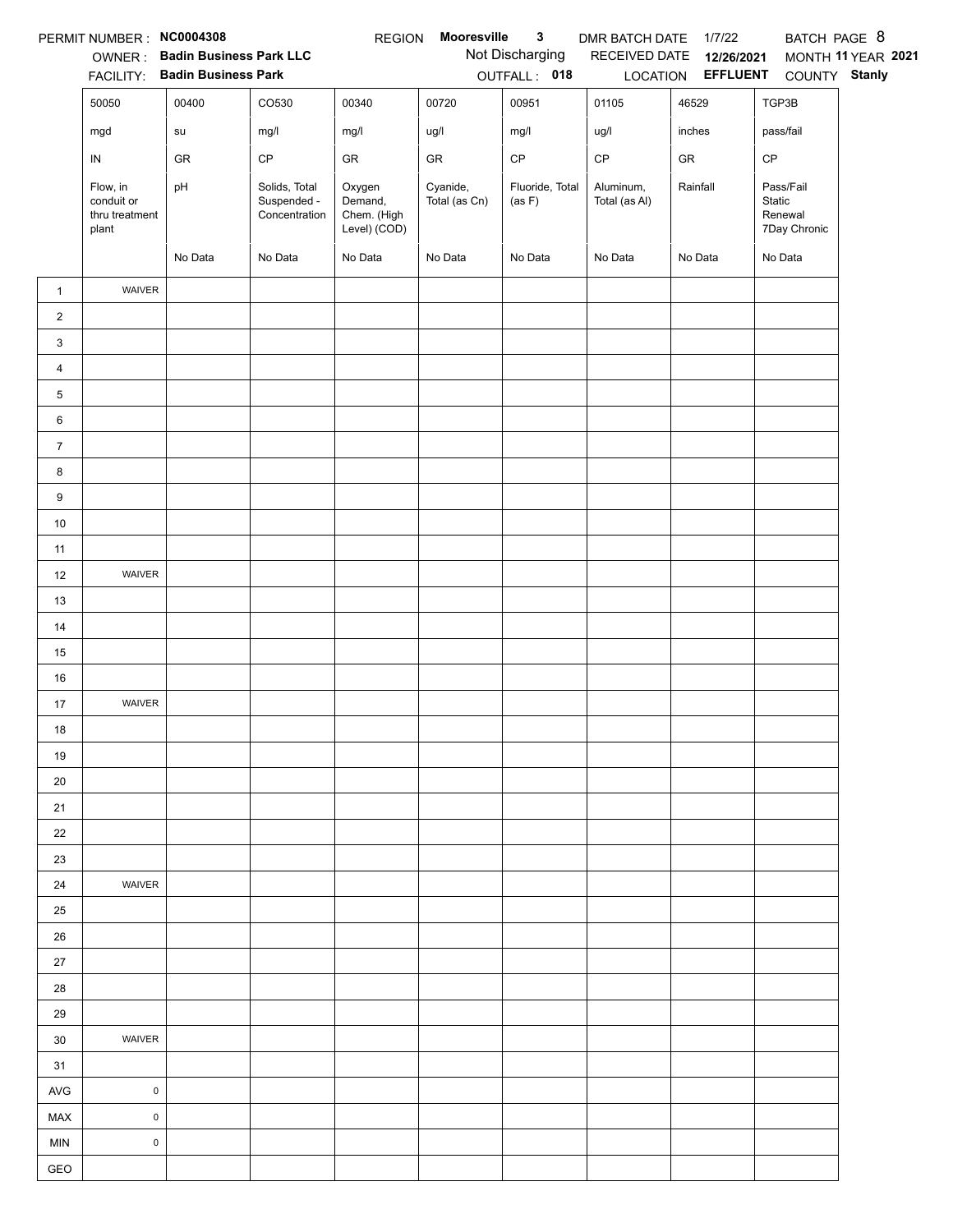PERMIT NUMBER : **NC0004308** REGION **Mooresville 3** DMR BATCH DATE 1/7/22 BATCH PAGE 8

OWNER : **Badin Business Park LLC** Not Discharging RECEIVED DATE **12/26/2021** MONTH **11** YEAR **2021**

FACILITY: **Badin Business Park** OUTFALL : **018** LOCATION **EFFLUENT** COUNTY **Stanly**

| | 50050 | 00400 | CO530 | 00340 | 00720 | 00951 | 01105 | 46529 | TGP3B |
|---|---|---|---|---|---|---|---|---|---|
| | mgd | su | mg/l | mg/l | ug/l | mg/l | ug/l | inches | pass/fail |
| | IN | GR | CP | GR | GR | CP | CP | GR | CP |
| | Flow, in conduit or thru treatment plant | pH | Solids, Total Suspended - Concentration | Oxygen Demand, Chem. (High Level) (COD) | Cyanide, Total (as Cn) | Fluoride, Total (as F) | Aluminum, Total (as Al) | Rainfall | Pass/Fail Static Renewal 7Day Chronic |
| | | No Data | No Data | No Data | No Data | No Data | No Data | No Data | No Data |
| 1 | WAIVER | | | | | | | | |
| 2 | | | | | | | | | |
| 3 | | | | | | | | | |
| 4 | | | | | | | | | |
| 5 | | | | | | | | | |
| 6 | | | | | | | | | |
| 7 | | | | | | | | | |
| 8 | | | | | | | | | |
| 9 | | | | | | | | | |
| 10 | | | | | | | | | |
| 11 | | | | | | | | | |
| 12 | WAIVER | | | | | | | | |
| 13 | | | | | | | | | |
| 14 | | | | | | | | | |
| 15 | | | | | | | | | |
| 16 | | | | | | | | | |
| 17 | WAIVER | | | | | | | | |
| 18 | | | | | | | | | |
| 19 | | | | | | | | | |
| 20 | | | | | | | | | |
| 21 | | | | | | | | | |
| 22 | | | | | | | | | |
| 23 | | | | | | | | | |
| 24 | WAIVER | | | | | | | | |
| 25 | | | | | | | | | |
| 26 | | | | | | | | | |
| 27 | | | | | | | | | |
| 28 | | | | | | | | | |
| 29 | | | | | | | | | |
| 30 | WAIVER | | | | | | | | |
| 31 | | | | | | | | | |
| AVG | 0 | | | | | | | | |
| MAX | 0 | | | | | | | | |
| MIN | 0 | | | | | | | | |
| GEO | | | | | | | | | |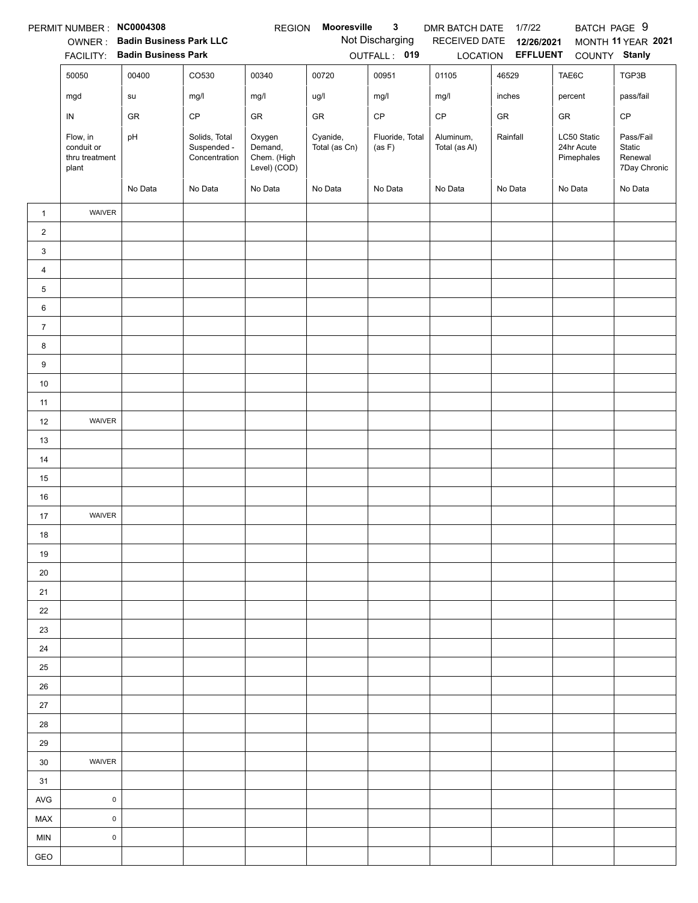PERMIT NUMBER : **NC0004308** REGION **Mooresville 3** DMR BATCH DATE 1/7/22 BATCH PAGE 9

OWNER : **Badin Business Park LLC** Not Discharging RECEIVED DATE **12/26/2021** MONTH **11** YEAR **2021**

FACILITY: **Badin Business Park** OUTFALL : **019** LOCATION **EFFLUENT** COUNTY **Stanly**

| | 50050 | 00400 | CO530 | 00340 | 00720 | 00951 | 01105 | 46529 | TAE6C | TGP3B |
|---|---|---|---|---|---|---|---|---|---|---|
| | mgd | su | mg/l | mg/l | ug/l | mg/l | mg/l | inches | percent | pass/fail |
| | IN | GR | CP | GR | GR | CP | CP | GR | GR | CP |
| | Flow, in conduit or thru treatment plant | pH | Solids, Total Suspended - Concentration | Oxygen Demand, Chem. (High Level) (COD) | Cyanide, Total (as Cn) | Fluoride, Total (as F) | Aluminum, Total (as Al) | Rainfall | LC50 Static 24hr Acute Pimephales | Pass/Fail Static Renewal 7Day Chronic |
| | | No Data | No Data | No Data | No Data | No Data | No Data | No Data | No Data | No Data |
| 1 | WAIVER | | | | | | | | | |
| 2 | | | | | | | | | | |
| 3 | | | | | | | | | | |
| 4 | | | | | | | | | | |
| 5 | | | | | | | | | | |
| 6 | | | | | | | | | | |
| 7 | | | | | | | | | | |
| 8 | | | | | | | | | | |
| 9 | | | | | | | | | | |
| 10 | | | | | | | | | | |
| 11 | | | | | | | | | | |
| 12 | WAIVER | | | | | | | | | |
| 13 | | | | | | | | | | |
| 14 | | | | | | | | | | |
| 15 | | | | | | | | | | |
| 16 | | | | | | | | | | |
| 17 | WAIVER | | | | | | | | | |
| 18 | | | | | | | | | | |
| 19 | | | | | | | | | | |
| 20 | | | | | | | | | | |
| 21 | | | | | | | | | | |
| 22 | | | | | | | | | | |
| 23 | | | | | | | | | | |
| 24 | | | | | | | | | | |
| 25 | | | | | | | | | | |
| 26 | | | | | | | | | | |
| 27 | | | | | | | | | | |
| 28 | | | | | | | | | | |
| 29 | | | | | | | | | | |
| 30 | WAIVER | | | | | | | | | |
| 31 | | | | | | | | | | |
| AVG | 0 | | | | | | | | | |
| MAX | 0 | | | | | | | | | |
| MIN | 0 | | | | | | | | | |
| GEO | | | | | | | | | | |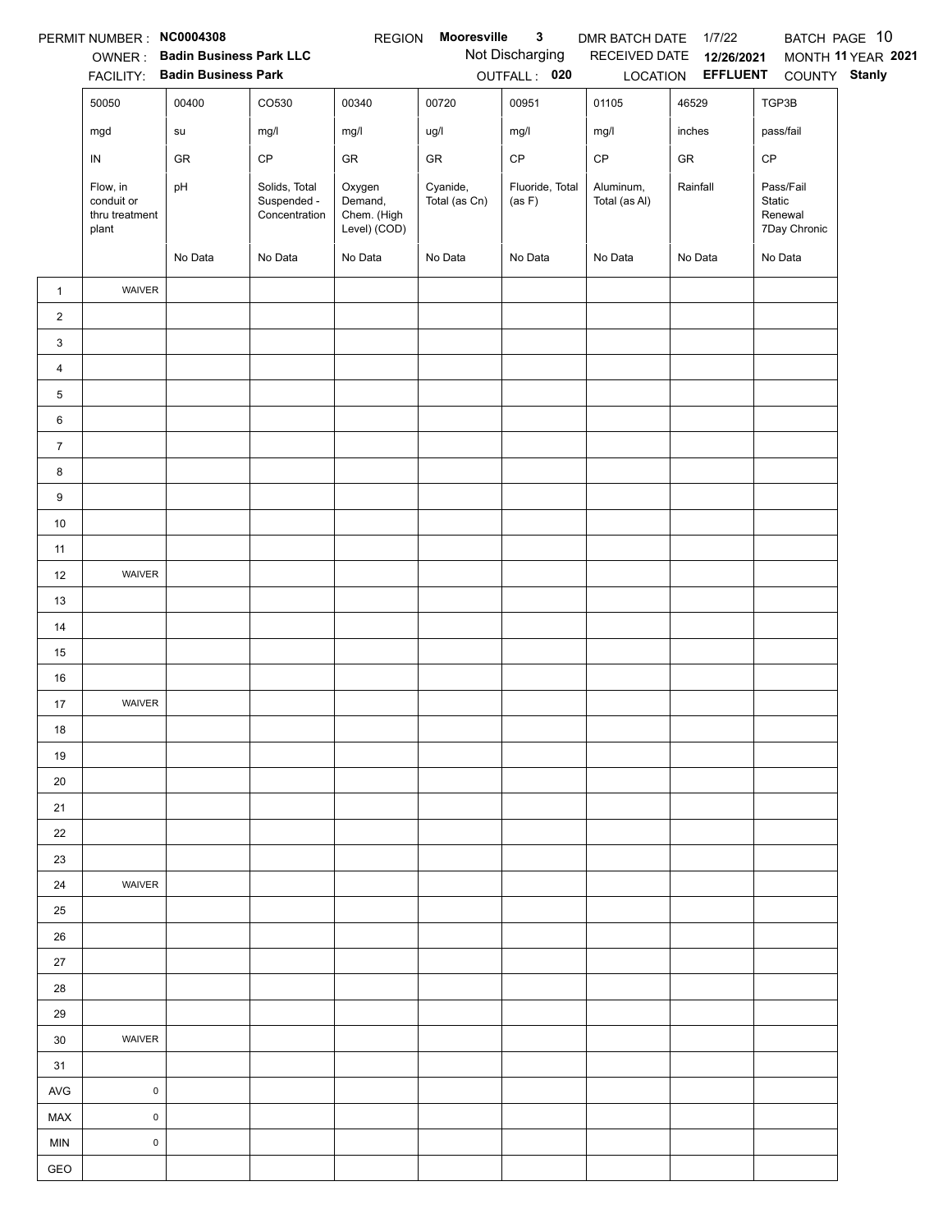PERMIT NUMBER : **NC0004308** REGION **Mooresville 3** DMR BATCH DATE 1/7/22 BATCH PAGE 10

OWNER : **Badin Business Park LLC** Not Discharging RECEIVED DATE **12/26/2021** MONTH **11** YEAR **2021**

FACILITY: **Badin Business Park** OUTFALL : **020** LOCATION **EFFLUENT** COUNTY **Stanly**

| | 50050 | 00400 | CO530 | 00340 | 00720 | 00951 | 01105 | 46529 | TGP3B |
|---|---|---|---|---|---|---|---|---|---|
| | mgd | su | mg/l | mg/l | ug/l | mg/l | mg/l | inches | pass/fail |
| | IN | GR | CP | GR | GR | CP | CP | GR | CP |
| | Flow, in conduit or thru treatment plant | pH | Solids, Total Suspended - Concentration | Oxygen Demand, Chem. (High Level) (COD) | Cyanide, Total (as Cn) | Fluoride, Total (as F) | Aluminum, Total (as Al) | Rainfall | Pass/Fail Static Renewal 7Day Chronic |
| | | No Data | No Data | No Data | No Data | No Data | No Data | No Data | No Data |
| 1 | WAIVER | | | | | | | | |
| 2 | | | | | | | | | |
| 3 | | | | | | | | | |
| 4 | | | | | | | | | |
| 5 | | | | | | | | | |
| 6 | | | | | | | | | |
| 7 | | | | | | | | | |
| 8 | | | | | | | | | |
| 9 | | | | | | | | | |
| 10 | | | | | | | | | |
| 11 | | | | | | | | | |
| 12 | WAIVER | | | | | | | | |
| 13 | | | | | | | | | |
| 14 | | | | | | | | | |
| 15 | | | | | | | | | |
| 16 | | | | | | | | | |
| 17 | WAIVER | | | | | | | | |
| 18 | | | | | | | | | |
| 19 | | | | | | | | | |
| 20 | | | | | | | | | |
| 21 | | | | | | | | | |
| 22 | | | | | | | | | |
| 23 | | | | | | | | | |
| 24 | WAIVER | | | | | | | | |
| 25 | | | | | | | | | |
| 26 | | | | | | | | | |
| 27 | | | | | | | | | |
| 28 | | | | | | | | | |
| 29 | | | | | | | | | |
| 30 | WAIVER | | | | | | | | |
| 31 | | | | | | | | | |
| AVG | 0 | | | | | | | | |
| MAX | 0 | | | | | | | | |
| MIN | 0 | | | | | | | | |
| GEO | | | | | | | | | |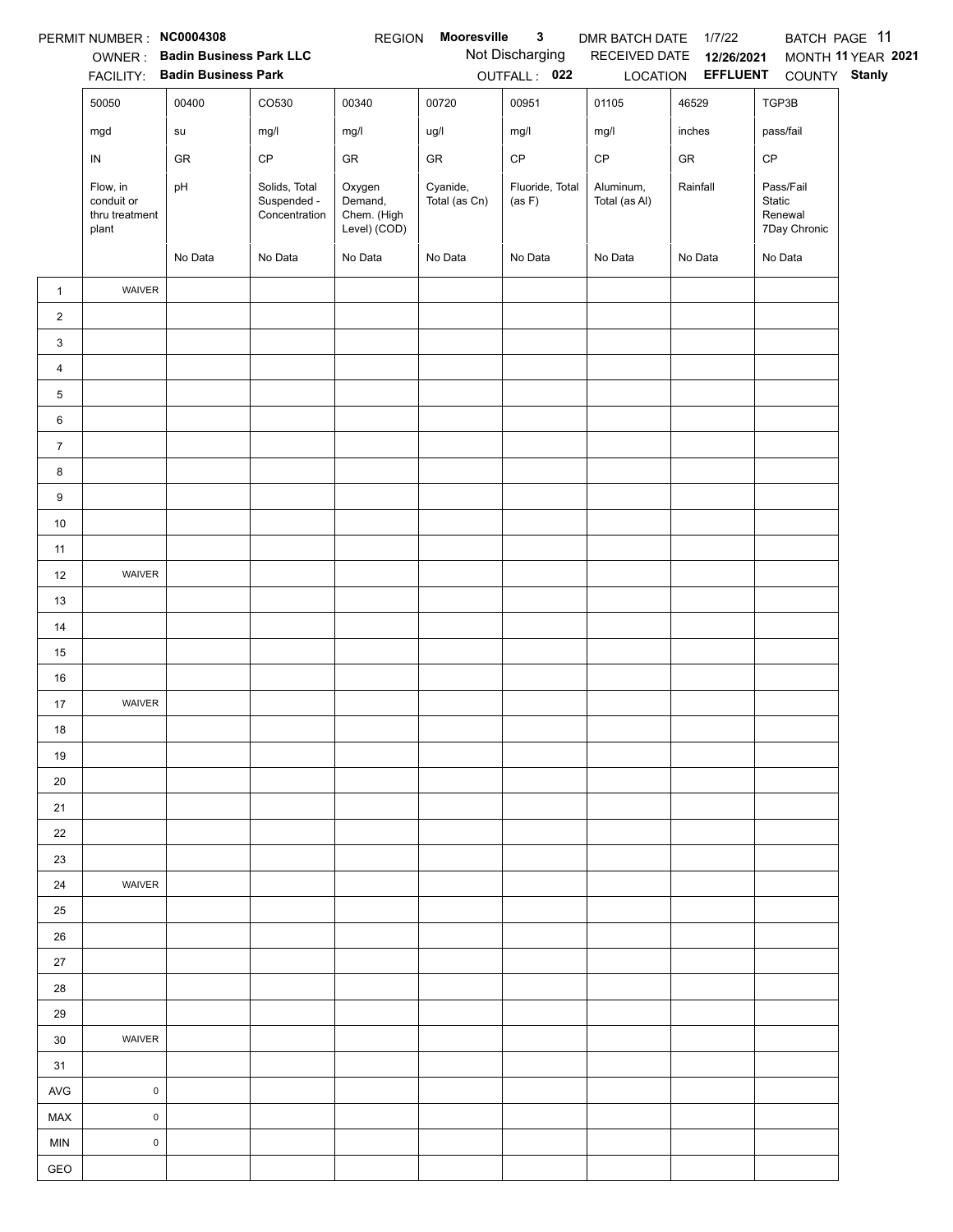PERMIT NUMBER : **NC0004308** REGION **Mooresville 3** DMR BATCH DATE 1/7/22 BATCH PAGE 11

OWNER : **Badin Business Park LLC** Not Discharging RECEIVED DATE **12/26/2021** MONTH **11** YEAR **2021**

FACILITY: **Badin Business Park** OUTFALL : **022** LOCATION **EFFLUENT** COUNTY **Stanly**

| | 50050 | 00400 | CO530 | 00340 | 00720 | 00951 | 01105 | 46529 | TGP3B |
|---|---|---|---|---|---|---|---|---|---|
| | mgd | su | mg/l | mg/l | ug/l | mg/l | mg/l | inches | pass/fail |
| | IN | GR | CP | GR | GR | CP | CP | GR | CP |
| | Flow, in conduit or thru treatment plant | pH | Solids, Total Suspended - Concentration | Oxygen Demand, Chem. (High Level) (COD) | Cyanide, Total (as Cn) | Fluoride, Total (as F) | Aluminum, Total (as Al) | Rainfall | Pass/Fail Static Renewal 7Day Chronic |
| | | No Data | No Data | No Data | No Data | No Data | No Data | No Data | No Data |
| 1 | WAIVER | | | | | | | | |
| 2 | | | | | | | | | |
| 3 | | | | | | | | | |
| 4 | | | | | | | | | |
| 5 | | | | | | | | | |
| 6 | | | | | | | | | |
| 7 | | | | | | | | | |
| 8 | | | | | | | | | |
| 9 | | | | | | | | | |
| 10 | | | | | | | | | |
| 11 | | | | | | | | | |
| 12 | WAIVER | | | | | | | | |
| 13 | | | | | | | | | |
| 14 | | | | | | | | | |
| 15 | | | | | | | | | |
| 16 | | | | | | | | | |
| 17 | WAIVER | | | | | | | | |
| 18 | | | | | | | | | |
| 19 | | | | | | | | | |
| 20 | | | | | | | | | |
| 21 | | | | | | | | | |
| 22 | | | | | | | | | |
| 23 | | | | | | | | | |
| 24 | WAIVER | | | | | | | | |
| 25 | | | | | | | | | |
| 26 | | | | | | | | | |
| 27 | | | | | | | | | |
| 28 | | | | | | | | | |
| 29 | | | | | | | | | |
| 30 | WAIVER | | | | | | | | |
| 31 | | | | | | | | | |
| AVG | 0 | | | | | | | | |
| MAX | 0 | | | | | | | | |
| MIN | 0 | | | | | | | | |
| GEO | | | | | | | | | |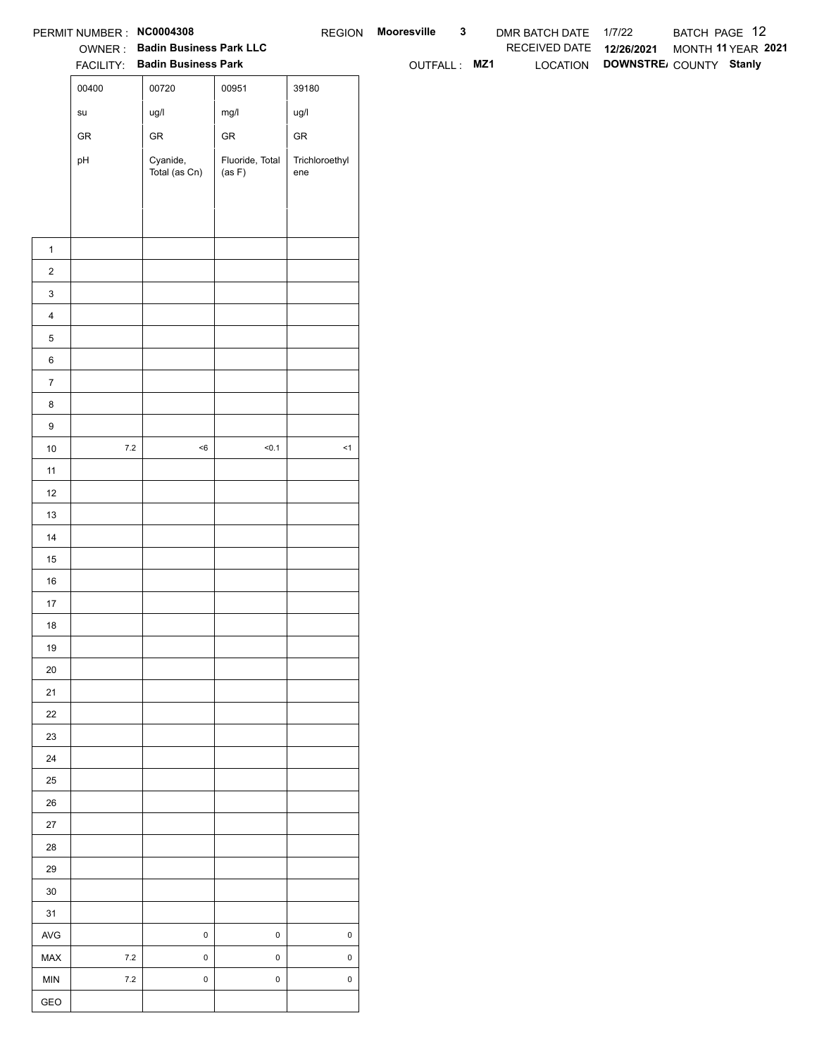PERMIT NUMBER : **NC0004308** REGION **Mooresville 3** DMR BATCH DATE 1/7/22 BATCH PAGE 12

OWNER : **Badin Business Park LLC** RECEIVED DATE **12/26/2021** MONTH **11** YEAR **2021**

FACILITY: **Badin Business Park** OUTFALL : **MZ1** LOCATION **DOWNSTRE/** COUNTY **Stanly**

| | 00400 | 00720 | 00951 | 39180 |
|---|---|---|---|---|
| | su | ug/l | mg/l | ug/l |
| | GR | GR | GR | GR |
| | pH | Cyanide, Total (as Cn) | Fluoride, Total (as F) | Trichloroethylene |
| 1 | | | | |
| 2 | | | | |
| 3 | | | | |
| 4 | | | | |
| 5 | | | | |
| 6 | | | | |
| 7 | | | | |
| 8 | | | | |
| 9 | | | | |
| 10 | 7.2 | <6 | <0.1 | <1 |
| 11 | | | | |
| 12 | | | | |
| 13 | | | | |
| 14 | | | | |
| 15 | | | | |
| 16 | | | | |
| 17 | | | | |
| 18 | | | | |
| 19 | | | | |
| 20 | | | | |
| 21 | | | | |
| 22 | | | | |
| 23 | | | | |
| 24 | | | | |
| 25 | | | | |
| 26 | | | | |
| 27 | | | | |
| 28 | | | | |
| 29 | | | | |
| 30 | | | | |
| 31 | | | | |
| AVG | | 0 | 0 | 0 |
| MAX | 7.2 | 0 | 0 | 0 |
| MIN | 7.2 | 0 | 0 | 0 |
| GEO | | | | |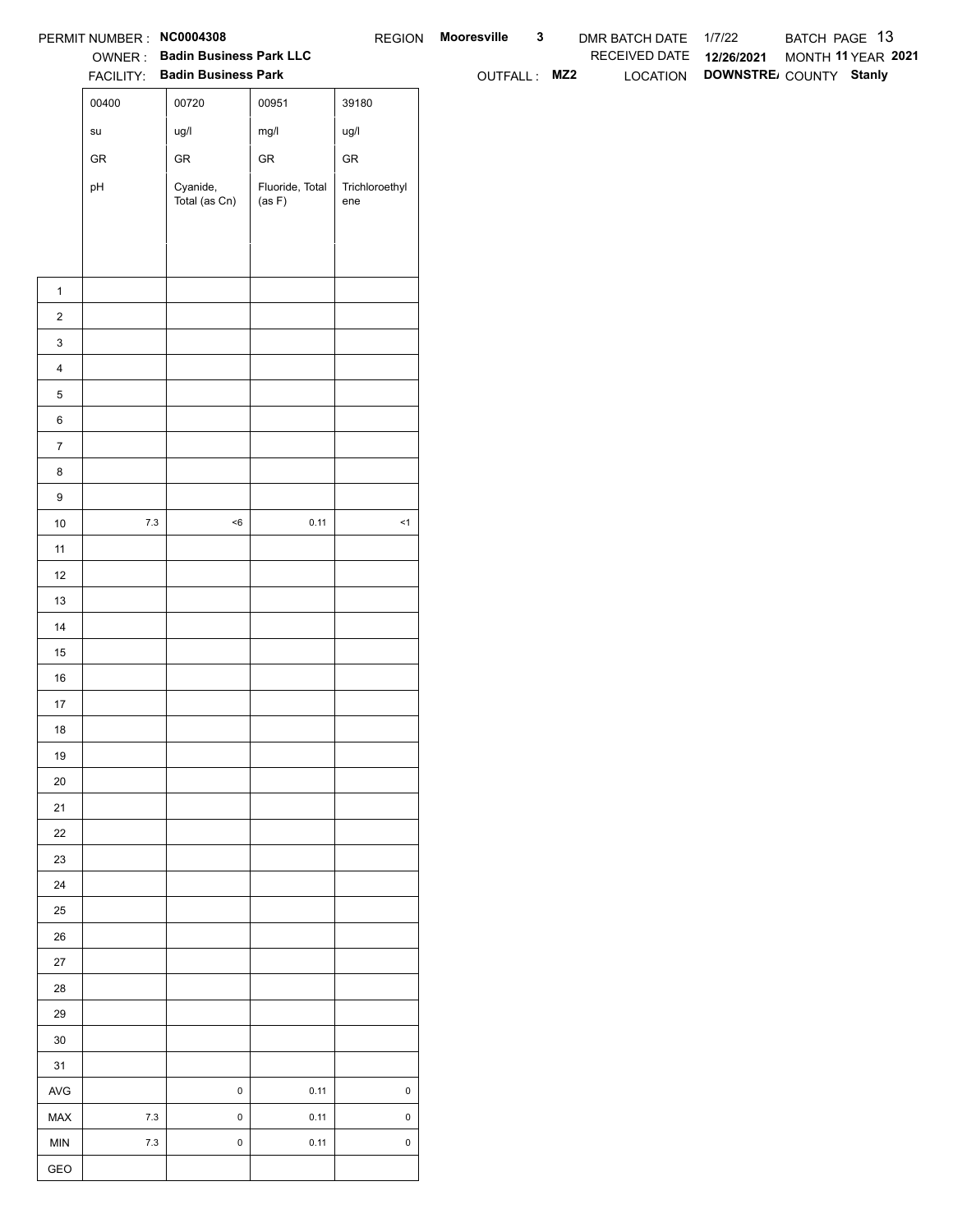PERMIT NUMBER : **NC0004308** REGION **Mooresville 3** DMR BATCH DATE 1/7/22 BATCH PAGE 13

OWNER : **Badin Business Park LLC** RECEIVED DATE **12/26/2021** MONTH **11** YEAR **2021**

FACILITY: **Badin Business Park** OUTFALL : **MZ2** LOCATION **DOWNSTRE/** COUNTY **Stanly**

| | 00400 | 00720 | 00951 | 39180 |
|---|---|---|---|---|
| | su | ug/l | mg/l | ug/l |
| | GR | GR | GR | GR |
| | pH | Cyanide, Total (as Cn) | Fluoride, Total (as F) | Trichloroethylene |
| 1 | | | | |
| 2 | | | | |
| 3 | | | | |
| 4 | | | | |
| 5 | | | | |
| 6 | | | | |
| 7 | | | | |
| 8 | | | | |
| 9 | | | | |
| 10 | 7.3 | <6 | 0.11 | <1 |
| 11 | | | | |
| 12 | | | | |
| 13 | | | | |
| 14 | | | | |
| 15 | | | | |
| 16 | | | | |
| 17 | | | | |
| 18 | | | | |
| 19 | | | | |
| 20 | | | | |
| 21 | | | | |
| 22 | | | | |
| 23 | | | | |
| 24 | | | | |
| 25 | | | | |
| 26 | | | | |
| 27 | | | | |
| 28 | | | | |
| 29 | | | | |
| 30 | | | | |
| 31 | | | | |
| AVG | | 0 | 0.11 | 0 |
| MAX | 7.3 | 0 | 0.11 | 0 |
| MIN | 7.3 | 0 | 0.11 | 0 |
| GEO | | | | |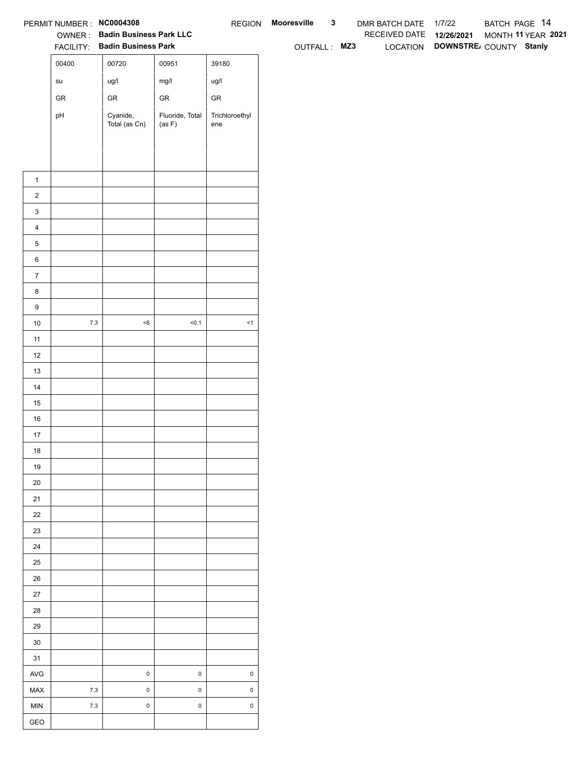PERMIT NUMBER : **NC0004308** REGION **Mooresville** **3** DMR BATCH DATE 1/7/22 BATCH PAGE 14

OWNER : **Badin Business Park LLC** RECEIVED DATE **12/26/2021** MONTH **11** YEAR **2021**

FACILITY: **Badin Business Park** OUTFALL : **MZ3** LOCATION **DOWNSTRE/** COUNTY **Stanly**

| | 00400 | 00720 | 00951 | 39180 |
|---|---|---|---|---|
| | su | ug/l | mg/l | ug/l |
| | GR | GR | GR | GR |
| | pH | Cyanide, Total (as Cn) | Fluoride, Total (as F) | Trichloroethylene |
| 1 | | | | |
| 2 | | | | |
| 3 | | | | |
| 4 | | | | |
| 5 | | | | |
| 6 | | | | |
| 7 | | | | |
| 8 | | | | |
| 9 | | | | |
| 10 | 7.3 | <6 | <0.1 | <1 |
| 11 | | | | |
| 12 | | | | |
| 13 | | | | |
| 14 | | | | |
| 15 | | | | |
| 16 | | | | |
| 17 | | | | |
| 18 | | | | |
| 19 | | | | |
| 20 | | | | |
| 21 | | | | |
| 22 | | | | |
| 23 | | | | |
| 24 | | | | |
| 25 | | | | |
| 26 | | | | |
| 27 | | | | |
| 28 | | | | |
| 29 | | | | |
| 30 | | | | |
| 31 | | | | |
| AVG | | 0 | 0 | 0 |
| MAX | 7.3 | 0 | 0 | 0 |
| MIN | 7.3 | 0 | 0 | 0 |
| GEO | | | | |